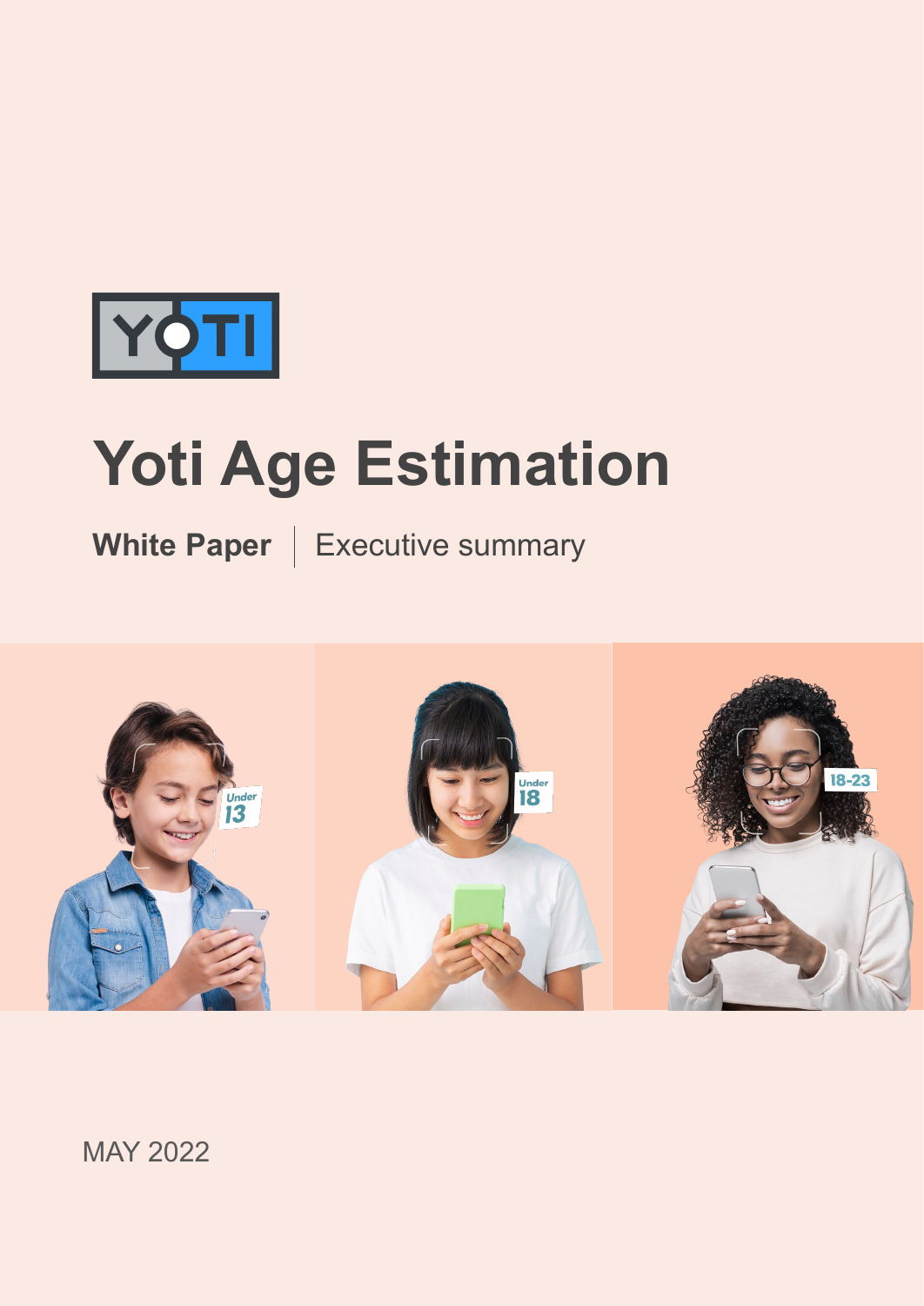# Yoti Age Estimation

**White Paper** | Executive summary

MAY 2022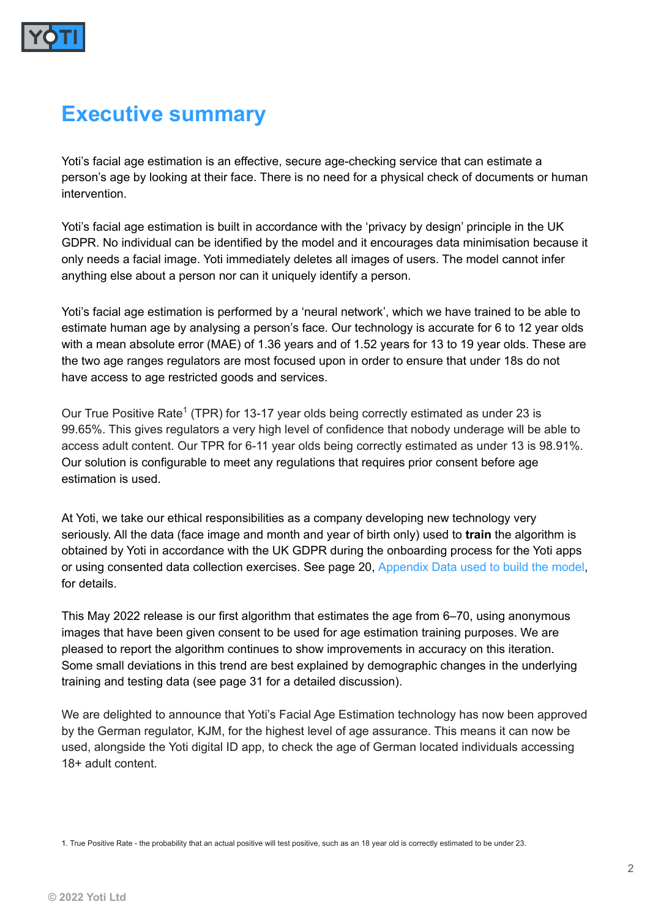# Executive summary

Yoti's facial age estimation is an effective, secure age-checking service that can estimate a person's age by looking at their face. There is no need for a physical check of documents or human intervention.

Yoti's facial age estimation is built in accordance with the 'privacy by design' principle in the UK GDPR. No individual can be identified by the model and it encourages data minimisation because it only needs a facial image. Yoti immediately deletes all images of users. The model cannot infer anything else about a person nor can it uniquely identify a person.

Yoti's facial age estimation is performed by a 'neural network', which we have trained to be able to estimate human age by analysing a person's face. Our technology is accurate for 6 to 12 year olds with a mean absolute error (MAE) of 1.36 years and of 1.52 years for 13 to 19 year olds. These are the two age ranges regulators are most focused upon in order to ensure that under 18s do not have access to age restricted goods and services.

Our True Positive Rate[1] (TPR) for 13-17 year olds being correctly estimated as under 23 is 99.65%. This gives regulators a very high level of confidence that nobody underage will be able to access adult content. Our TPR for 6-11 year olds being correctly estimated as under 13 is 98.91%. Our solution is configurable to meet any regulations that requires prior consent before age estimation is used.

At Yoti, we take our ethical responsibilities as a company developing new technology very seriously. All the data (face image and month and year of birth only) used to **train** the algorithm is obtained by Yoti in accordance with the UK GDPR during the onboarding process for the Yoti apps or using consented data collection exercises. See page 20, Appendix Data used to build the model, for details.

This May 2022 release is our first algorithm that estimates the age from 6–70, using anonymous images that have been given consent to be used for age estimation training purposes. We are pleased to report the algorithm continues to show improvements in accuracy on this iteration. Some small deviations in this trend are best explained by demographic changes in the underlying training and testing data (see page 31 for a detailed discussion).

We are delighted to announce that Yoti's Facial Age Estimation technology has now been approved by the German regulator, KJM, for the highest level of age assurance. This means it can now be used, alongside the Yoti digital ID app, to check the age of German located individuals accessing 18+ adult content.

1. True Positive Rate - the probability that an actual positive will test positive, such as an 18 year old is correctly estimated to be under 23.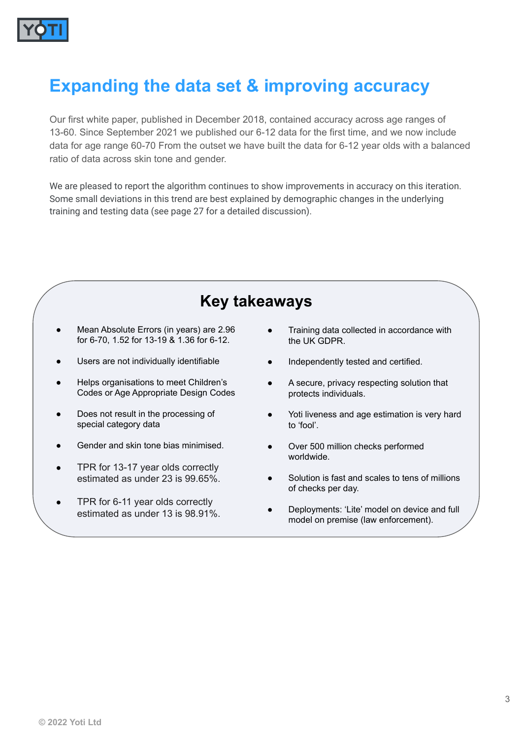# Expanding the data set & improving accuracy

Our first white paper, published in December 2018, contained accuracy across age ranges of 13-60. Since September 2021 we published our 6-12 data for the first time, and we now include data for age range 60-70 From the outset we have built the data for 6-12 year olds with a balanced ratio of data across skin tone and gender.

We are pleased to report the algorithm continues to show improvements in accuracy on this iteration. Some small deviations in this trend are best explained by demographic changes in the underlying training and testing data (see page 27 for a detailed discussion).

## Key takeaways

- Mean Absolute Errors (in years) are 2.96 for 6-70, 1.52 for 13-19 & 1.36 for 6-12.
- Users are not individually identifiable
- Helps organisations to meet Children's Codes or Age Appropriate Design Codes
- Does not result in the processing of special category data
- Gender and skin tone bias minimised.
- TPR for 13-17 year olds correctly estimated as under 23 is 99.65%.
- TPR for 6-11 year olds correctly estimated as under 13 is 98.91%.
- Training data collected in accordance with the UK GDPR.
- Independently tested and certified.
- A secure, privacy respecting solution that protects individuals.
- Yoti liveness and age estimation is very hard to 'fool'.
- Over 500 million checks performed worldwide.
- Solution is fast and scales to tens of millions of checks per day.
- Deployments: 'Lite' model on device and full model on premise (law enforcement).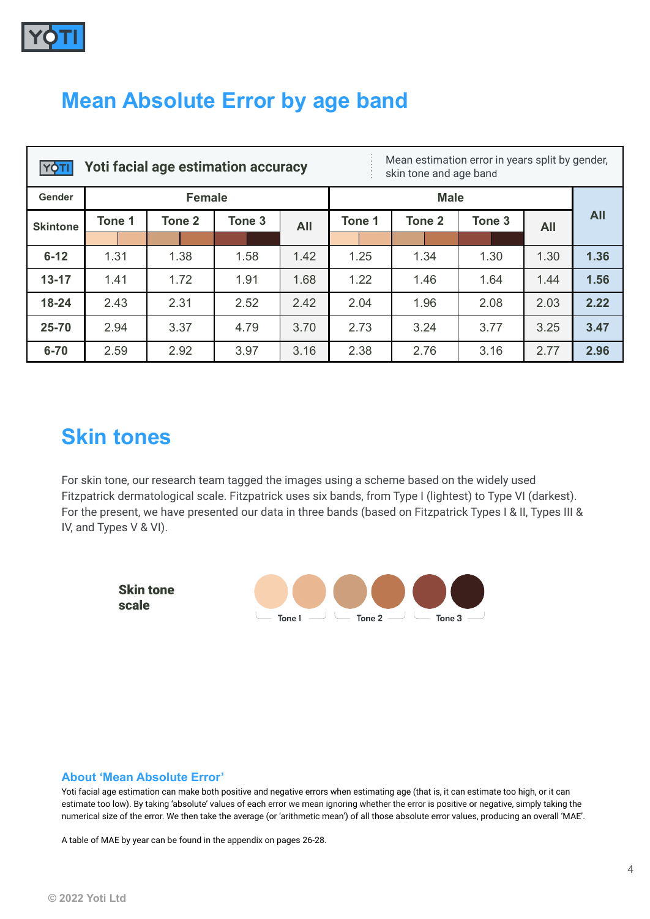## Mean Absolute Error by age band

**Yoti facial age estimation accuracy** — Mean estimation error in years split by gender, skin tone and age band

| Gender | Female | | | | Male | | | | All |
|---|---|---|---|---|---|---|---|---|---|
| Skintone | Tone 1 | Tone 2 | Tone 3 | All | Tone 1 | Tone 2 | Tone 3 | All | |
| **6-12** | 1.31 | 1.38 | 1.58 | 1.42 | 1.25 | 1.34 | 1.30 | 1.30 | **1.36** |
| **13-17** | 1.41 | 1.72 | 1.91 | 1.68 | 1.22 | 1.46 | 1.64 | 1.44 | **1.56** |
| **18-24** | 2.43 | 2.31 | 2.52 | 2.42 | 2.04 | 1.96 | 2.08 | 2.03 | **2.22** |
| **25-70** | 2.94 | 3.37 | 4.79 | 3.70 | 2.73 | 3.24 | 3.77 | 3.25 | **3.47** |
| **6-70** | 2.59 | 2.92 | 3.97 | 3.16 | 2.38 | 2.76 | 3.16 | 2.77 | **2.96** |

## Skin tones

For skin tone, our research team tagged the images using a scheme based on the widely used Fitzpatrick dermatological scale. Fitzpatrick uses six bands, from Type I (lightest) to Type VI (darkest). For the present, we have presented our data in three bands (based on Fitzpatrick Types I & II, Types III & IV, and Types V & VI).

**Skin tone scale**

Tone I — Tone 2 — Tone 3

### About 'Mean Absolute Error'

Yoti facial age estimation can make both positive and negative errors when estimating age (that is, it can estimate too high, or it can estimate too low). By taking 'absolute' values of each error we mean ignoring whether the error is positive or negative, simply taking the numerical size of the error. We then take the average (or 'arithmetic mean') of all those absolute error values, producing an overall 'MAE'.

A table of MAE by year can be found in the appendix on pages 26-28.

© 2022 Yoti Ltd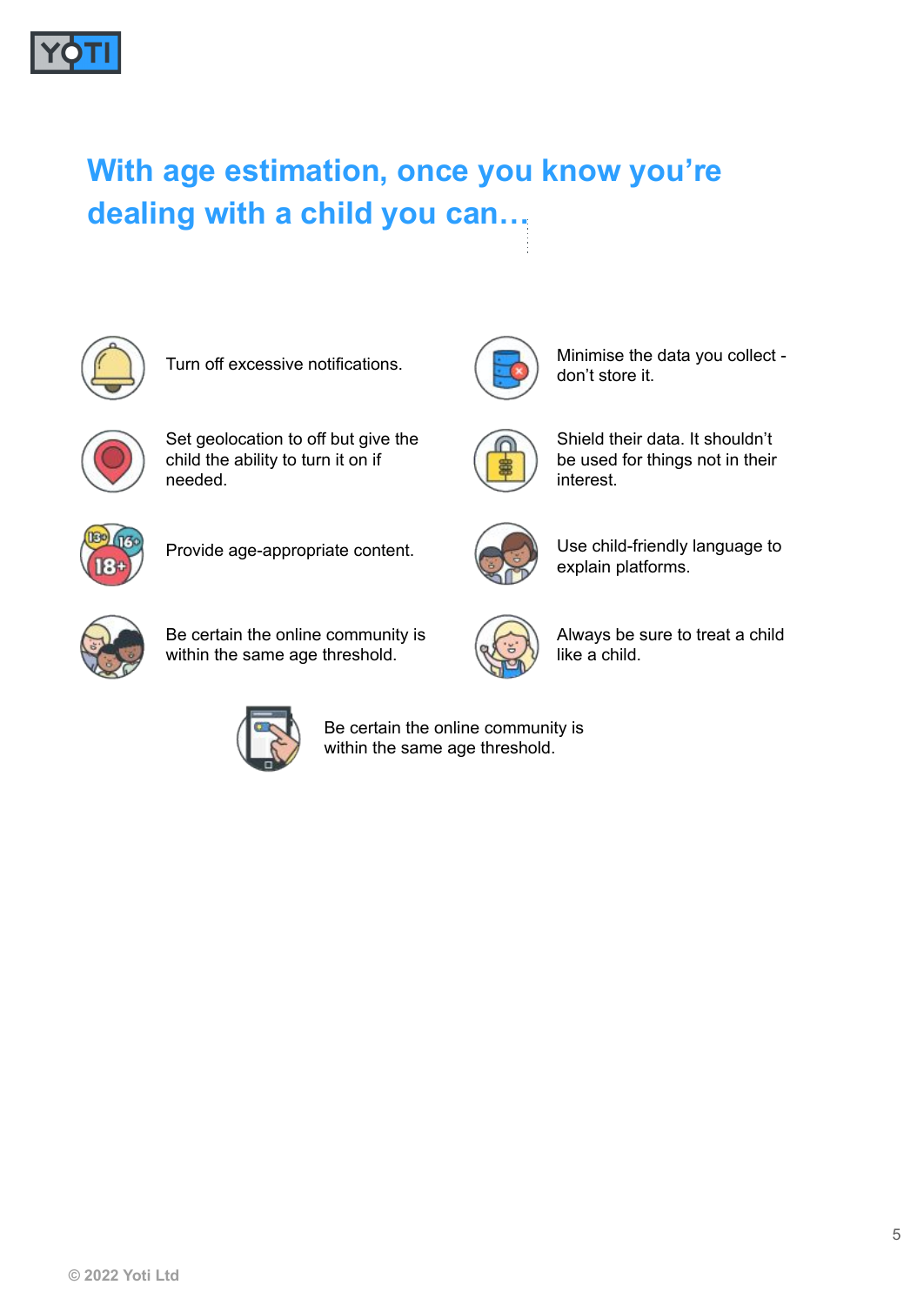## With age estimation, once you know you're dealing with a child you can…

- Turn off excessive notifications.
- Set geolocation to off but give the child the ability to turn it on if needed.
- Provide age-appropriate content.
- Be certain the online community is within the same age threshold.
- Minimise the data you collect - don't store it.
- Shield their data. It shouldn't be used for things not in their interest.
- Use child-friendly language to explain platforms.
- Always be sure to treat a child like a child.
- Be certain the online community is within the same age threshold.

© 2022 Yoti Ltd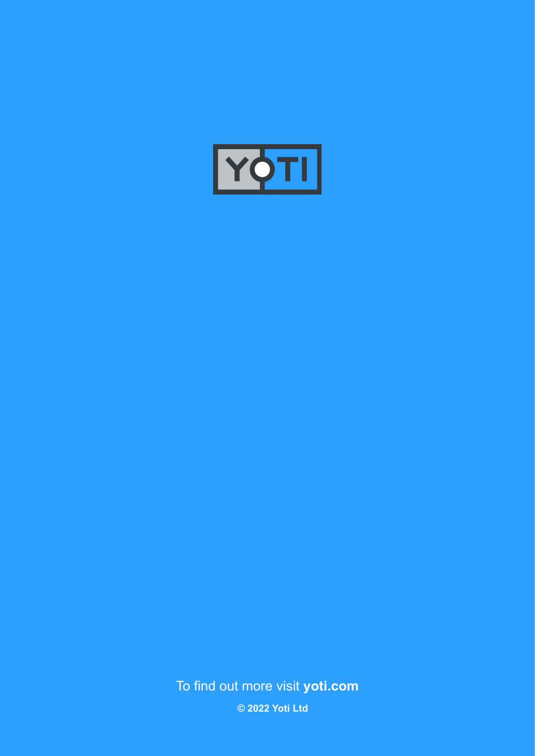YOTI

To find out more visit **yoti.com**

**© 2022 Yoti Ltd**